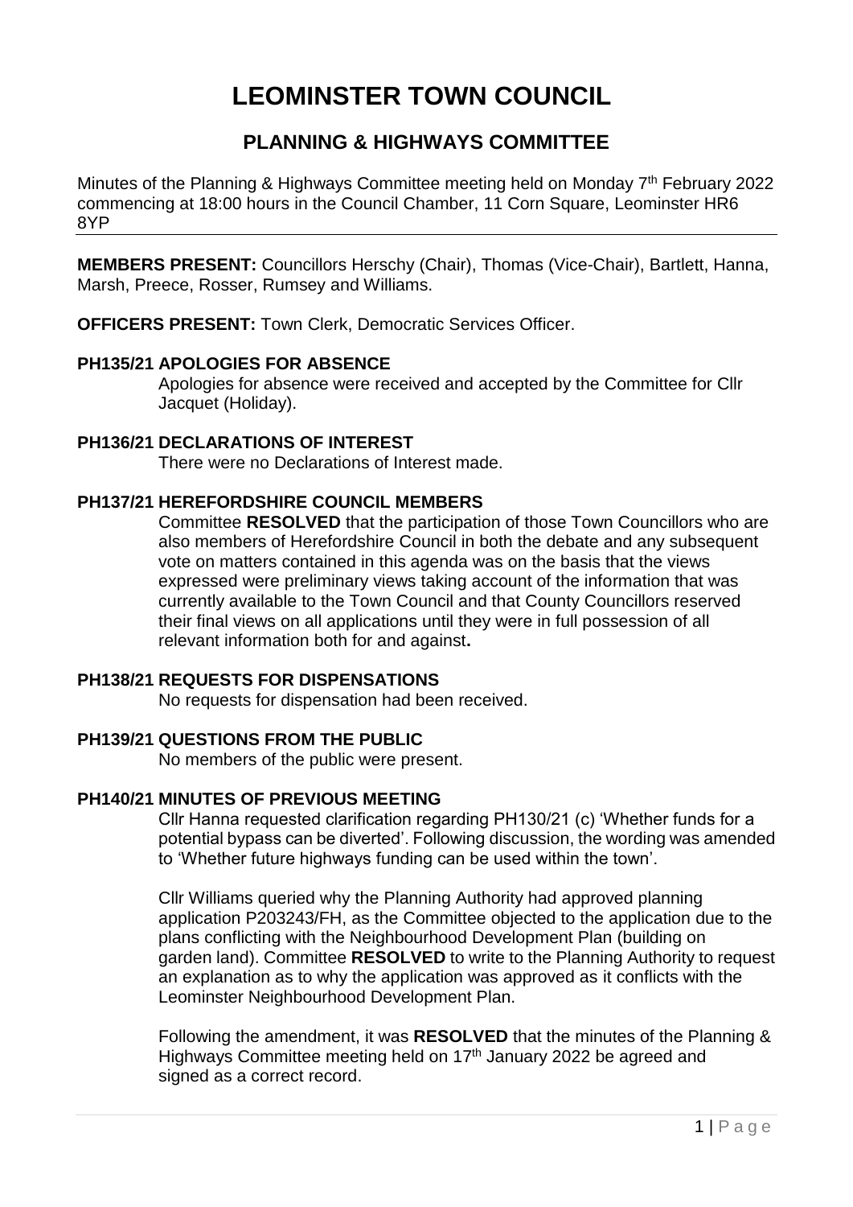# LEOMINSTER TOWN COUNCIL

## PLANNING & HIGHWAYS COMMITTEE

Minutes of the Planning & Highways Committee meeting held on Monday 7th February 2022 commencing at 18:00 hours in the Council Chamber, 11 Corn Square, Leominster HR6 8YP

**MEMBERS PRESENT:** Councillors Herschy (Chair), Thomas (Vice-Chair), Bartlett, Hanna, Marsh, Preece, Rosser, Rumsey and Williams.

**OFFICERS PRESENT:** Town Clerk, Democratic Services Officer.

**PH135/21 APOLOGIES FOR ABSENCE**

Apologies for absence were received and accepted by the Committee for Cllr Jacquet (Holiday).

**PH136/21 DECLARATIONS OF INTEREST**

There were no Declarations of Interest made.

**PH137/21 HEREFORDSHIRE COUNCIL MEMBERS**

Committee **RESOLVED** that the participation of those Town Councillors who are also members of Herefordshire Council in both the debate and any subsequent vote on matters contained in this agenda was on the basis that the views expressed were preliminary views taking account of the information that was currently available to the Town Council and that County Councillors reserved their final views on all applications until they were in full possession of all relevant information both for and against**.**

**PH138/21 REQUESTS FOR DISPENSATIONS**

No requests for dispensation had been received.

**PH139/21 QUESTIONS FROM THE PUBLIC**

No members of the public were present.

**PH140/21 MINUTES OF PREVIOUS MEETING**

Cllr Hanna requested clarification regarding PH130/21 (c) 'Whether funds for a potential bypass can be diverted'. Following discussion, the wording was amended to 'Whether future highways funding can be used within the town'.

Cllr Williams queried why the Planning Authority had approved planning application P203243/FH, as the Committee objected to the application due to the plans conflicting with the Neighbourhood Development Plan (building on garden land). Committee **RESOLVED** to write to the Planning Authority to request an explanation as to why the application was approved as it conflicts with the Leominster Neighbourhood Development Plan.

Following the amendment, it was **RESOLVED** that the minutes of the Planning & Highways Committee meeting held on 17th January 2022 be agreed and signed as a correct record.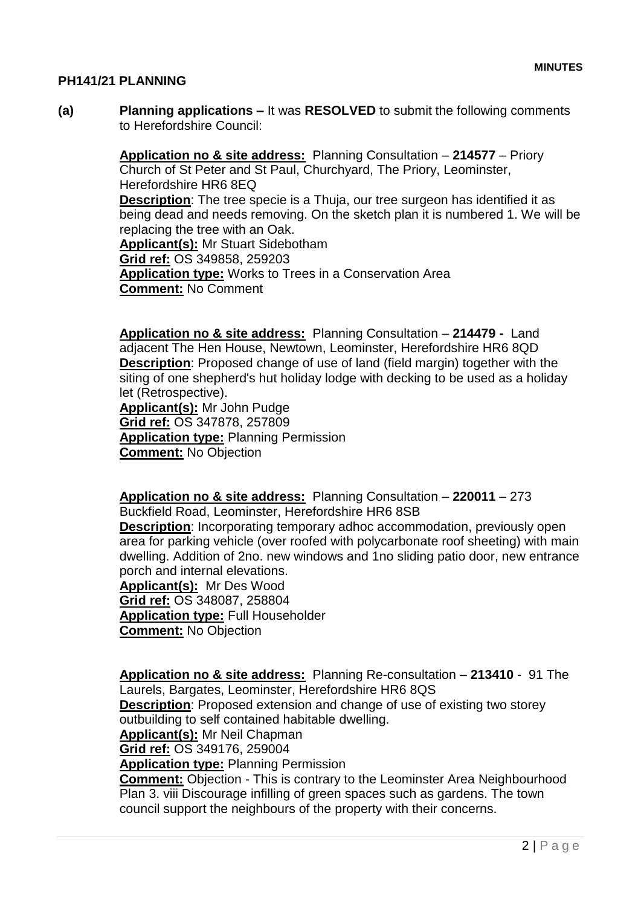## PH141/21 PLANNING

**(a)** **Planning applications –** It was **RESOLVED** to submit the following comments to Herefordshire Council:

**Application no & site address:** Planning Consultation – **214577** – Priory Church of St Peter and St Paul, Churchyard, The Priory, Leominster, Herefordshire HR6 8EQ
**Description**: The tree specie is a Thuja, our tree surgeon has identified it as being dead and needs removing. On the sketch plan it is numbered 1. We will be replacing the tree with an Oak.
**Applicant(s):** Mr Stuart Sidebotham
**Grid ref:** OS 349858, 259203
**Application type:** Works to Trees in a Conservation Area
**Comment:** No Comment

**Application no & site address:** Planning Consultation – **214479 -** Land adjacent The Hen House, Newtown, Leominster, Herefordshire HR6 8QD
**Description**: Proposed change of use of land (field margin) together with the siting of one shepherd's hut holiday lodge with decking to be used as a holiday let (Retrospective).
**Applicant(s):** Mr John Pudge
**Grid ref:** OS 347878, 257809
**Application type:** Planning Permission
**Comment:** No Objection

**Application no & site address:** Planning Consultation – **220011** – 273 Buckfield Road, Leominster, Herefordshire HR6 8SB
**Description**: Incorporating temporary adhoc accommodation, previously open area for parking vehicle (over roofed with polycarbonate roof sheeting) with main dwelling. Addition of 2no. new windows and 1no sliding patio door, new entrance porch and internal elevations.
**Applicant(s):** Mr Des Wood
**Grid ref:** OS 348087, 258804
**Application type:** Full Householder
**Comment:** No Objection

**Application no & site address:** Planning Re-consultation – **213410** - 91 The Laurels, Bargates, Leominster, Herefordshire HR6 8QS
**Description**: Proposed extension and change of use of existing two storey outbuilding to self contained habitable dwelling.
**Applicant(s):** Mr Neil Chapman
**Grid ref:** OS 349176, 259004
**Application type:** Planning Permission
**Comment:** Objection - This is contrary to the Leominster Area Neighbourhood Plan 3. viii Discourage infilling of green spaces such as gardens. The town council support the neighbours of the property with their concerns.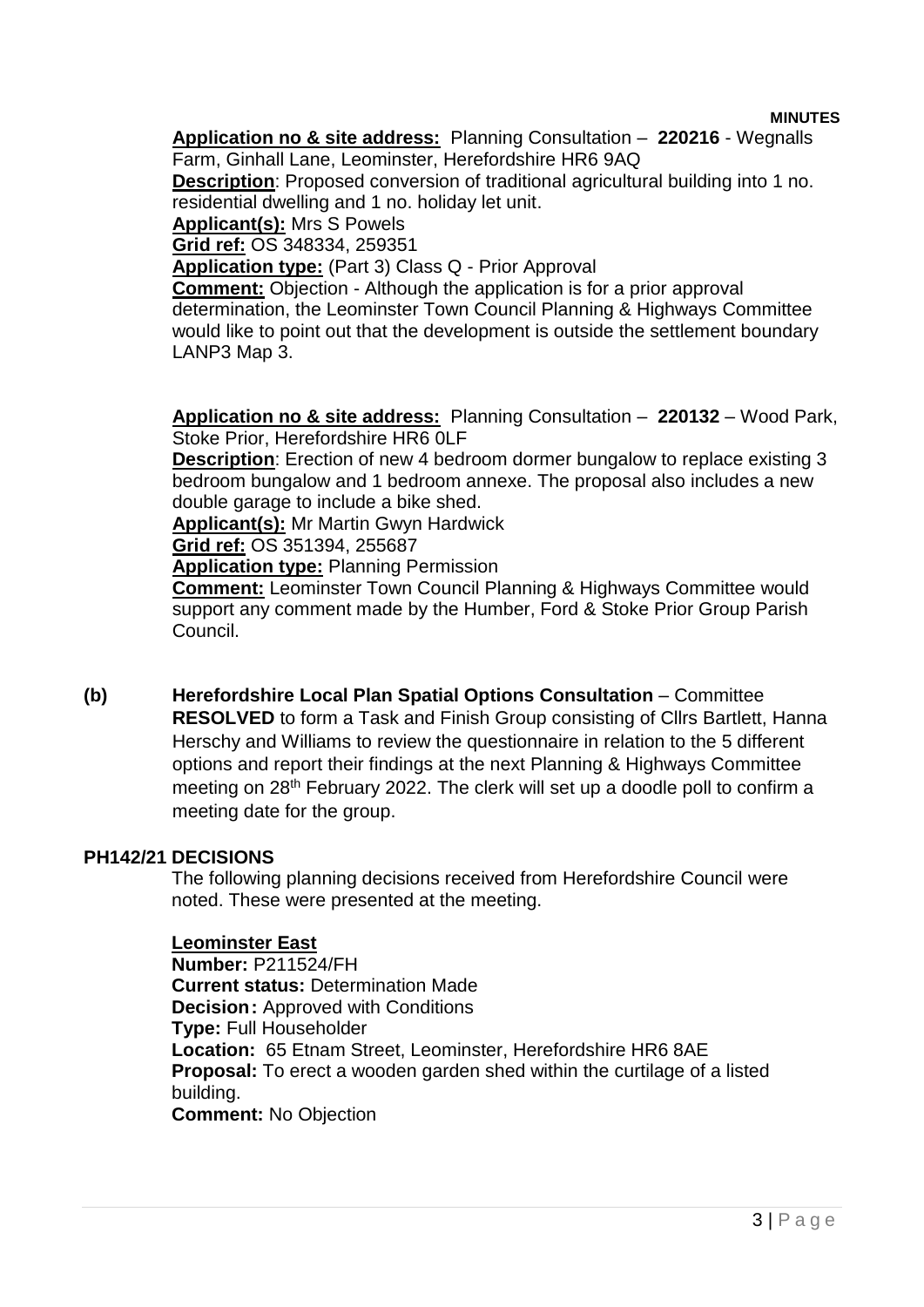**Application no & site address:** Planning Consultation – **220216** - Wegnalls Farm, Ginhall Lane, Leominster, Herefordshire HR6 9AQ
**Description**: Proposed conversion of traditional agricultural building into 1 no. residential dwelling and 1 no. holiday let unit.
**Applicant(s):** Mrs S Powels
**Grid ref:** OS 348334, 259351
**Application type:** (Part 3) Class Q - Prior Approval
**Comment:** Objection - Although the application is for a prior approval determination, the Leominster Town Council Planning & Highways Committee would like to point out that the development is outside the settlement boundary LANP3 Map 3.

**Application no & site address:** Planning Consultation – **220132** – Wood Park, Stoke Prior, Herefordshire HR6 0LF
**Description**: Erection of new 4 bedroom dormer bungalow to replace existing 3 bedroom bungalow and 1 bedroom annexe. The proposal also includes a new double garage to include a bike shed.
**Applicant(s):** Mr Martin Gwyn Hardwick
**Grid ref:** OS 351394, 255687
**Application type:** Planning Permission
**Comment:** Leominster Town Council Planning & Highways Committee would support any comment made by the Humber, Ford & Stoke Prior Group Parish Council.

**(b) Herefordshire Local Plan Spatial Options Consultation** – Committee **RESOLVED** to form a Task and Finish Group consisting of Cllrs Bartlett, Hanna Herschy and Williams to review the questionnaire in relation to the 5 different options and report their findings at the next Planning & Highways Committee meeting on 28th February 2022. The clerk will set up a doodle poll to confirm a meeting date for the group.

## PH142/21 DECISIONS

The following planning decisions received from Herefordshire Council were noted. These were presented at the meeting.

**Leominster East**
**Number:** P211524/FH
**Current status:** Determination Made
**Decision:** Approved with Conditions
**Type:** Full Householder
**Location:** 65 Etnam Street, Leominster, Herefordshire HR6 8AE
**Proposal:** To erect a wooden garden shed within the curtilage of a listed building.
**Comment:** No Objection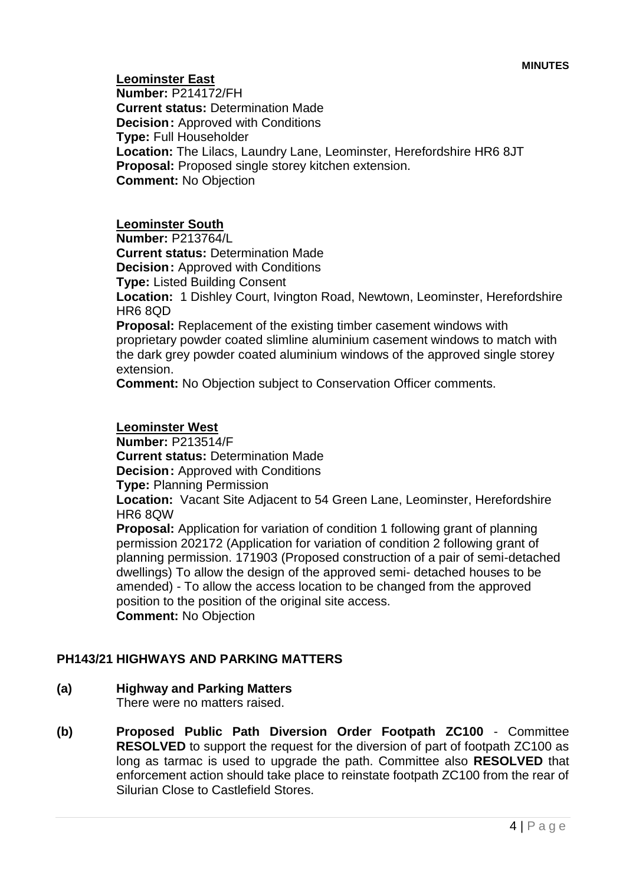**Leominster East**
**Number:** P214172/FH
**Current status:** Determination Made
**Decision:** Approved with Conditions
**Type:** Full Householder
**Location:** The Lilacs, Laundry Lane, Leominster, Herefordshire HR6 8JT
**Proposal:** Proposed single storey kitchen extension.
**Comment:** No Objection

**Leominster South**
**Number:** P213764/L
**Current status:** Determination Made
**Decision:** Approved with Conditions
**Type:** Listed Building Consent
**Location:** 1 Dishley Court, Ivington Road, Newtown, Leominster, Herefordshire HR6 8QD
**Proposal:** Replacement of the existing timber casement windows with proprietary powder coated slimline aluminium casement windows to match with the dark grey powder coated aluminium windows of the approved single storey extension.
**Comment:** No Objection subject to Conservation Officer comments.

**Leominster West**
**Number:** P213514/F
**Current status:** Determination Made
**Decision:** Approved with Conditions
**Type:** Planning Permission
**Location:** Vacant Site Adjacent to 54 Green Lane, Leominster, Herefordshire HR6 8QW
**Proposal:** Application for variation of condition 1 following grant of planning permission 202172 (Application for variation of condition 2 following grant of planning permission. 171903 (Proposed construction of a pair of semi-detached dwellings) To allow the design of the approved semi- detached houses to be amended) - To allow the access location to be changed from the approved position to the position of the original site access.
**Comment:** No Objection

## PH143/21 HIGHWAYS AND PARKING MATTERS

**(a) Highway and Parking Matters**
There were no matters raised.

**(b) Proposed Public Path Diversion Order Footpath ZC100** - Committee **RESOLVED** to support the request for the diversion of part of footpath ZC100 as long as tarmac is used to upgrade the path. Committee also **RESOLVED** that enforcement action should take place to reinstate footpath ZC100 from the rear of Silurian Close to Castlefield Stores.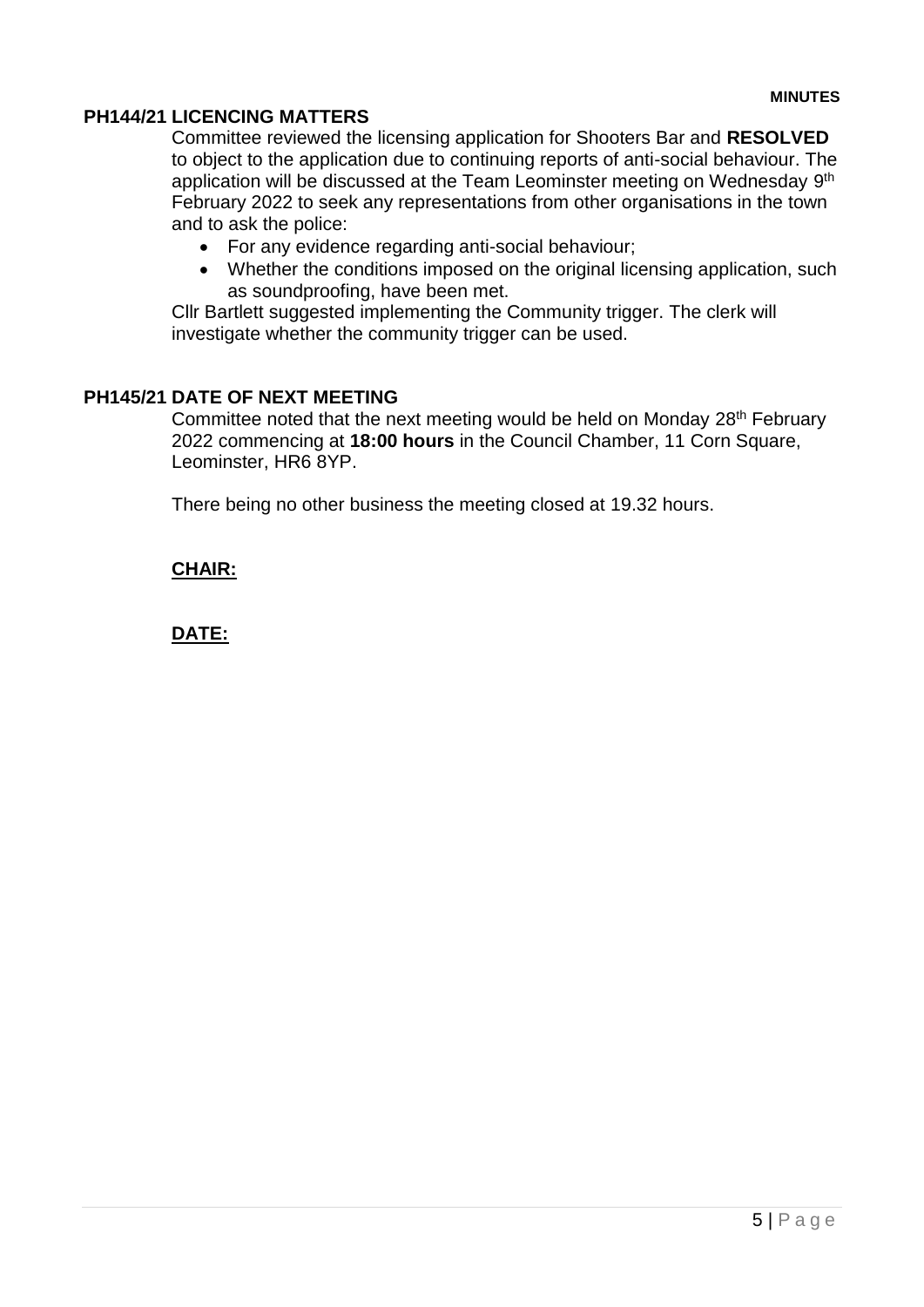**MINUTES**

## PH144/21 LICENCING MATTERS

Committee reviewed the licensing application for Shooters Bar and **RESOLVED** to object to the application due to continuing reports of anti-social behaviour. The application will be discussed at the Team Leominster meeting on Wednesday 9th February 2022 to seek any representations from other organisations in the town and to ask the police:

- For any evidence regarding anti-social behaviour;
- Whether the conditions imposed on the original licensing application, such as soundproofing, have been met.

Cllr Bartlett suggested implementing the Community trigger. The clerk will investigate whether the community trigger can be used.

## PH145/21 DATE OF NEXT MEETING

Committee noted that the next meeting would be held on Monday 28th February 2022 commencing at **18:00 hours** in the Council Chamber, 11 Corn Square, Leominster, HR6 8YP.

There being no other business the meeting closed at 19.32 hours.

**CHAIR:**

**DATE:**